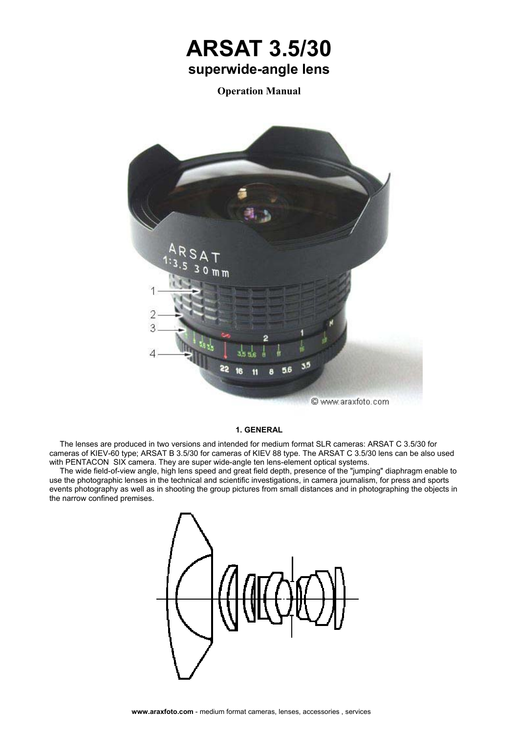# ARSAT 3.5/30

## superwide-angle lens

**Operation Manual**

### 1. GENERAL

The lenses are produced in two versions and intended for medium format SLR cameras: ARSAT C 3.5/30 for cameras of KIEV-60 type; ARSAT B 3.5/30 for cameras of KIEV 88 type. The ARSAT C 3.5/30 lens can be also used with PENTACON SIX camera. They are super wide-angle ten lens-element optical systems.

The wide field-of-view angle, high lens speed and great field depth, presence of the "jumping" diaphragm enable to use the photographic lenses in the technical and scientific investigations, in camera journalism, for press and sports events photography as well as in shooting the group pictures from small distances and in photographing the objects in the narrow confined premises.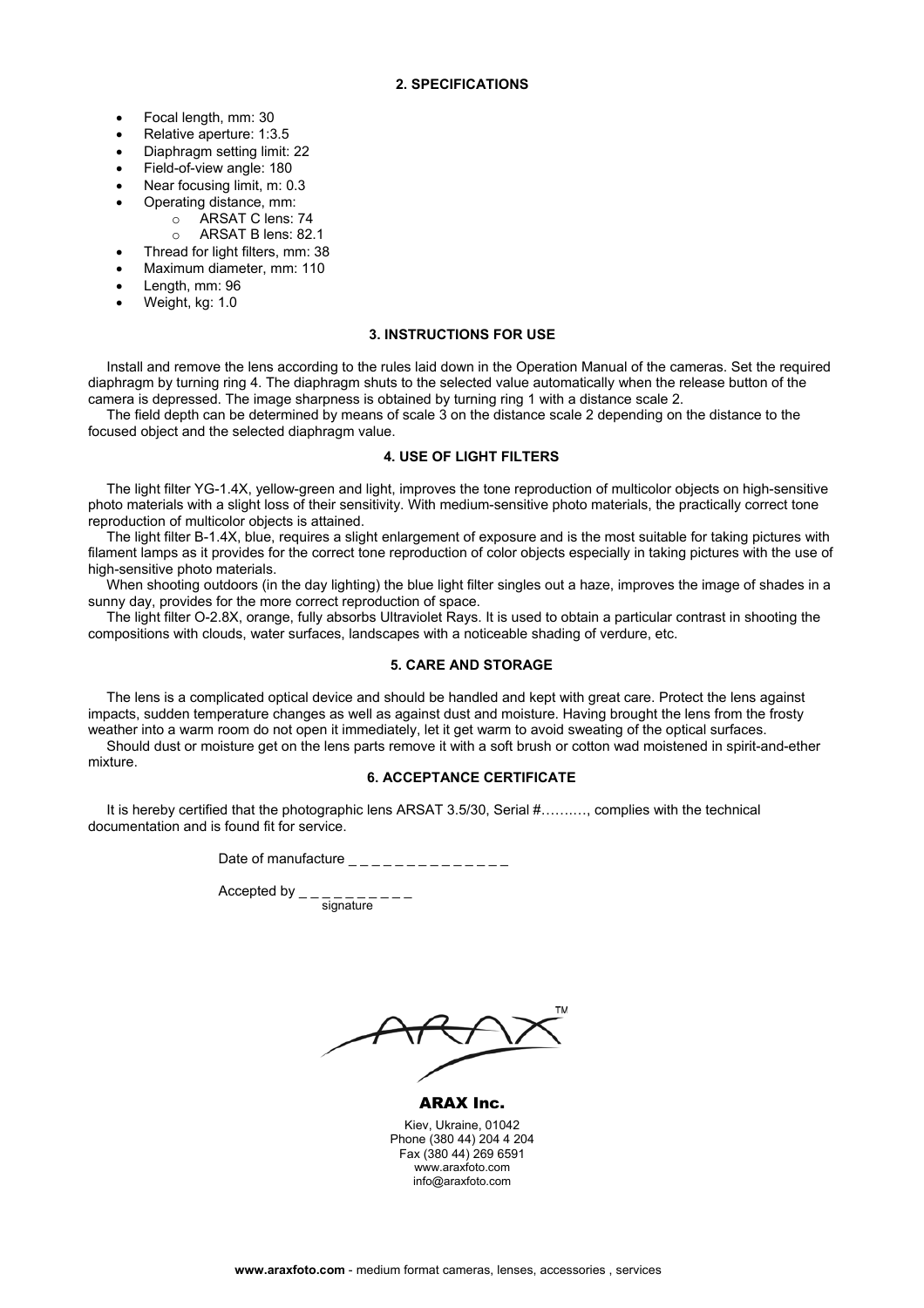## 2. SPECIFICATIONS

- Focal length, mm: 30
- Relative aperture: 1:3.5
- Diaphragm setting limit: 22
- Field-of-view angle: 180
- Near focusing limit, m: 0.3
- Operating distance, mm:
  - ARSAT C lens: 74
  - ARSAT B lens: 82.1
- Thread for light filters, mm: 38
- Maximum diameter, mm: 110
- Length, mm: 96
- Weight, kg: 1.0

## 3. INSTRUCTIONS FOR USE

Install and remove the lens according to the rules laid down in the Operation Manual of the cameras. Set the required diaphragm by turning ring 4. The diaphragm shuts to the selected value automatically when the release button of the camera is depressed. The image sharpness is obtained by turning ring 1 with a distance scale 2.

The field depth can be determined by means of scale 3 on the distance scale 2 depending on the distance to the focused object and the selected diaphragm value.

## 4. USE OF LIGHT FILTERS

The light filter YG-1.4X, yellow-green and light, improves the tone reproduction of multicolor objects on high-sensitive photo materials with a slight loss of their sensitivity. With medium-sensitive photo materials, the practically correct tone reproduction of multicolor objects is attained.

The light filter B-1.4X, blue, requires a slight enlargement of exposure and is the most suitable for taking pictures with filament lamps as it provides for the correct tone reproduction of color objects especially in taking pictures with the use of high-sensitive photo materials.

When shooting outdoors (in the day lighting) the blue light filter singles out a haze, improves the image of shades in a sunny day, provides for the more correct reproduction of space.

The light filter O-2.8X, orange, fully absorbs Ultraviolet Rays. It is used to obtain a particular contrast in shooting the compositions with clouds, water surfaces, landscapes with a noticeable shading of verdure, etc.

## 5. CARE AND STORAGE

The lens is a complicated optical device and should be handled and kept with great care. Protect the lens against impacts, sudden temperature changes as well as against dust and moisture. Having brought the lens from the frosty weather into a warm room do not open it immediately, let it get warm to avoid sweating of the optical surfaces.

Should dust or moisture get on the lens parts remove it with a soft brush or cotton wad moistened in spirit-and-ether mixture.

## 6. ACCEPTANCE CERTIFICATE

It is hereby certified that the photographic lens ARSAT 3.5/30, Serial #………, complies with the technical documentation and is found fit for service.

Date of manufacture _ _ _ _ _ _ _ _ _ _ _ _ _ _

Accepted by _ _ _ _ _ _ _ _ _ _
signature

ARAX™

**ARAX Inc.**

Kiev, Ukraine, 01042
Phone (380 44) 204 4 204
Fax (380 44) 269 6591
www.araxfoto.com
info@araxfoto.com

**www.araxfoto.com** - medium format cameras, lenses, accessories , services